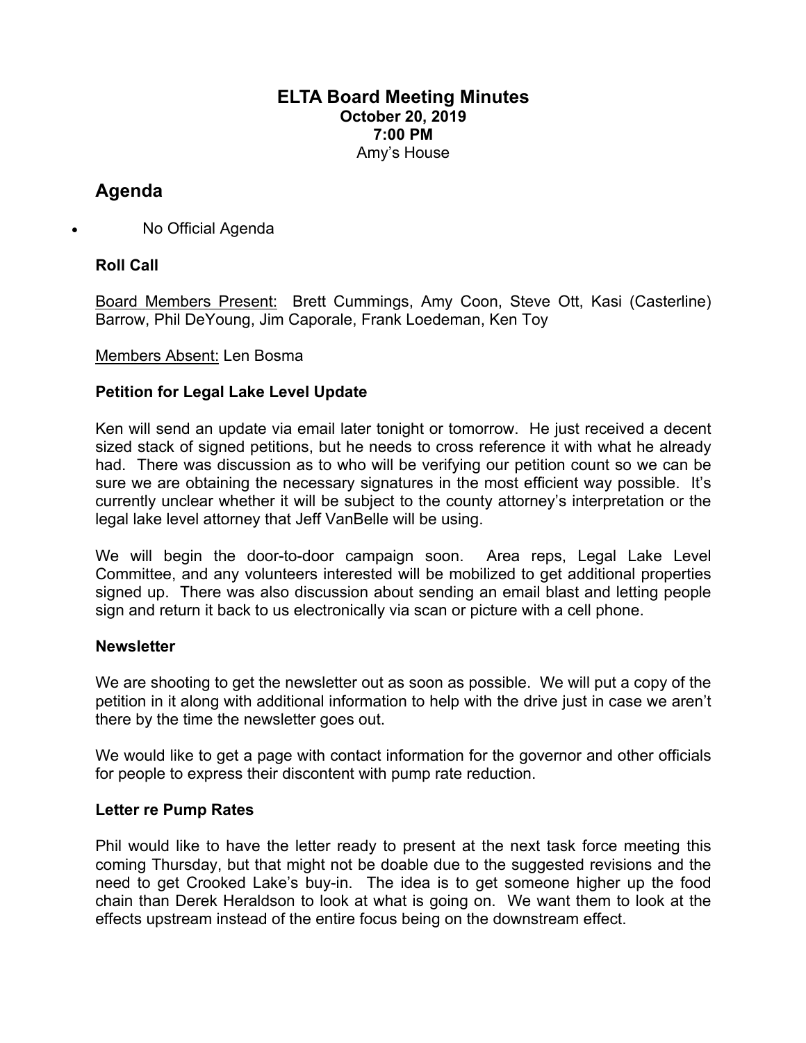# ELTA Board Meeting Minutes

**October 20, 2019**
**7:00 PM**
Amy's House

## Agenda

- No Official Agenda

### Roll Call

Board Members Present: Brett Cummings, Amy Coon, Steve Ott, Kasi (Casterline) Barrow, Phil DeYoung, Jim Caporale, Frank Loedeman, Ken Toy

Members Absent: Len Bosma

### Petition for Legal Lake Level Update

Ken will send an update via email later tonight or tomorrow. He just received a decent sized stack of signed petitions, but he needs to cross reference it with what he already had. There was discussion as to who will be verifying our petition count so we can be sure we are obtaining the necessary signatures in the most efficient way possible. It's currently unclear whether it will be subject to the county attorney's interpretation or the legal lake level attorney that Jeff VanBelle will be using.

We will begin the door-to-door campaign soon. Area reps, Legal Lake Level Committee, and any volunteers interested will be mobilized to get additional properties signed up. There was also discussion about sending an email blast and letting people sign and return it back to us electronically via scan or picture with a cell phone.

### Newsletter

We are shooting to get the newsletter out as soon as possible. We will put a copy of the petition in it along with additional information to help with the drive just in case we aren't there by the time the newsletter goes out.

We would like to get a page with contact information for the governor and other officials for people to express their discontent with pump rate reduction.

### Letter re Pump Rates

Phil would like to have the letter ready to present at the next task force meeting this coming Thursday, but that might not be doable due to the suggested revisions and the need to get Crooked Lake's buy-in. The idea is to get someone higher up the food chain than Derek Heraldson to look at what is going on. We want them to look at the effects upstream instead of the entire focus being on the downstream effect.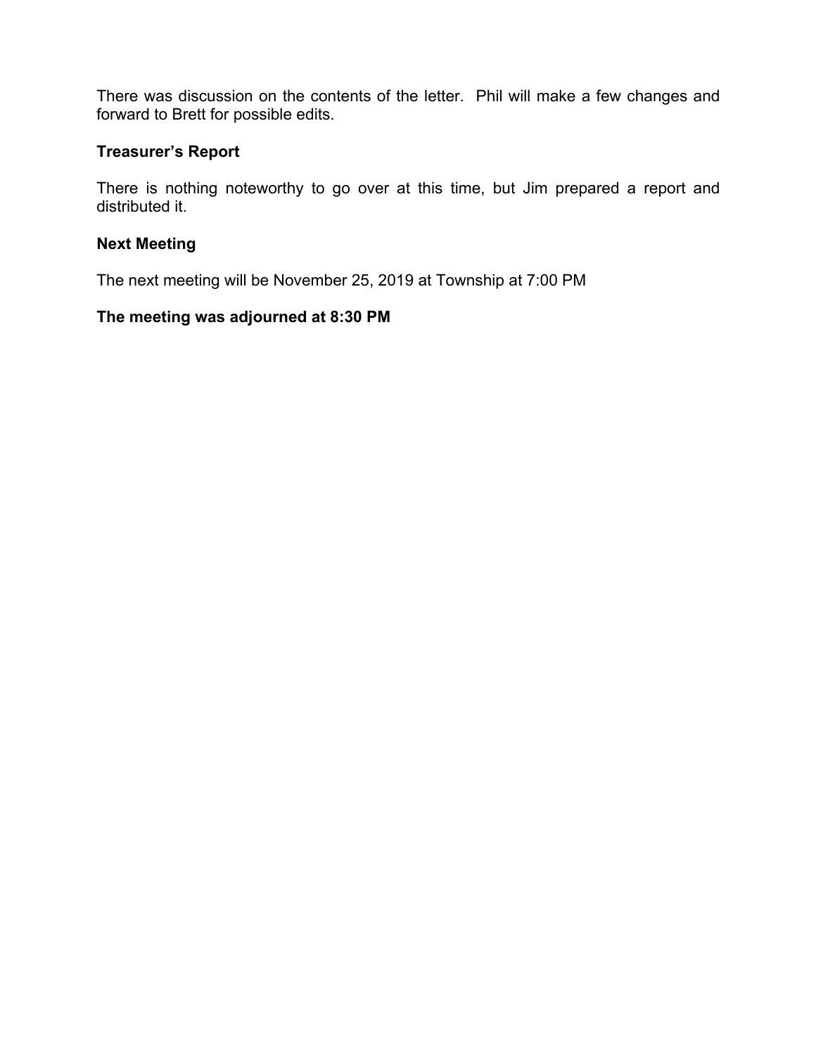There was discussion on the contents of the letter.  Phil will make a few changes and forward to Brett for possible edits.

**Treasurer's Report**

There is nothing noteworthy to go over at this time, but Jim prepared a report and distributed it.

**Next Meeting**

The next meeting will be November 25, 2019 at Township at 7:00 PM

**The meeting was adjourned at 8:30 PM**